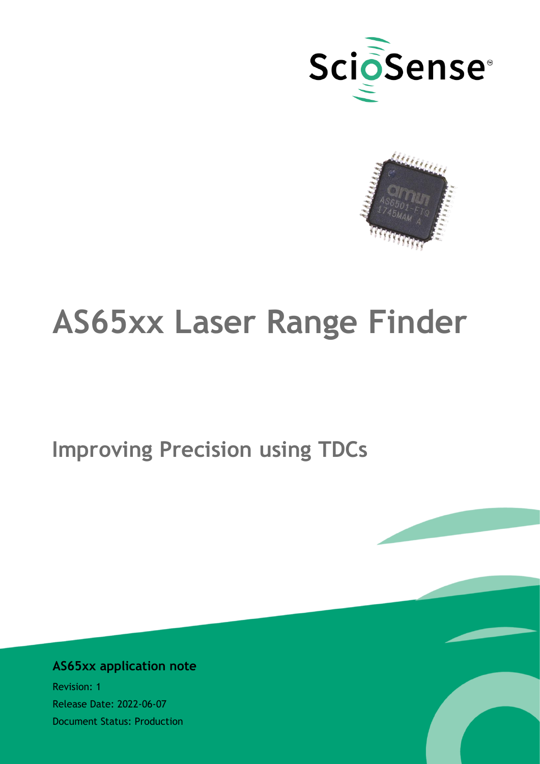# AS65xx Laser Range Finder

## Improving Precision using TDCs

**AS65xx application note**

Revision: 1

Release Date: 2022-06-07

Document Status: Production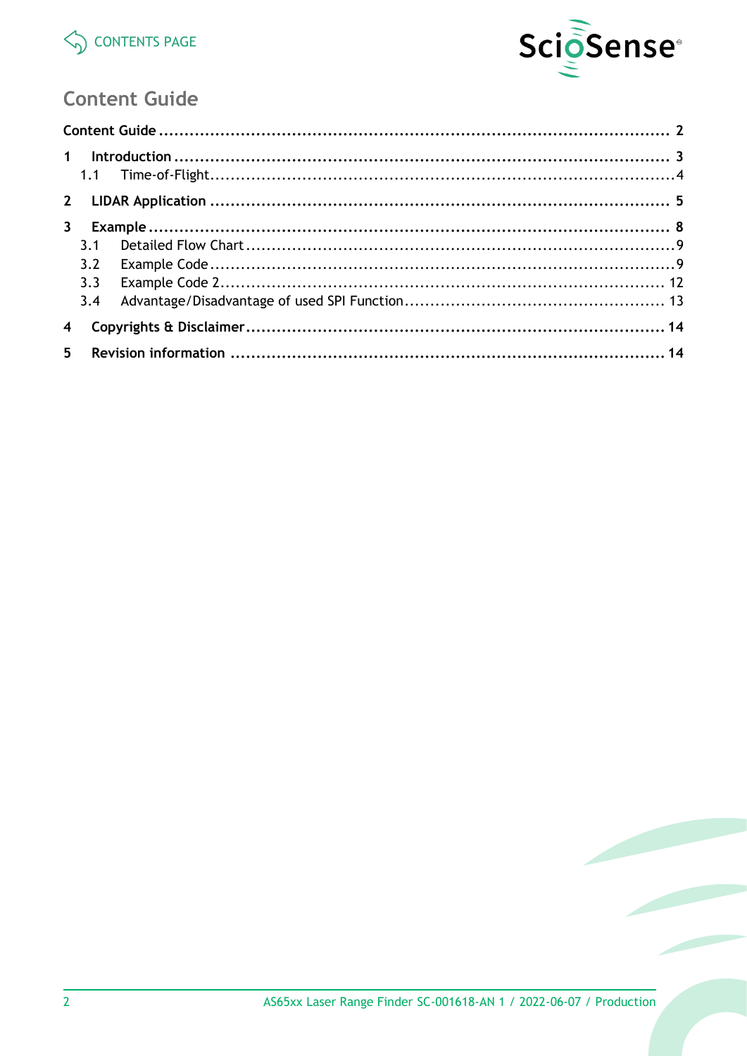# Content Guide

| | |
|---|---|
| **Content Guide** | **2** |
| **1 Introduction** | **3** |
| 1.1 Time-of-Flight | 4 |
| **2 LIDAR Application** | **5** |
| **3 Example** | **8** |
| 3.1 Detailed Flow Chart | 9 |
| 3.2 Example Code | 9 |
| 3.3 Example Code 2 | 12 |
| 3.4 Advantage/Disadvantage of used SPI Function | 13 |
| **4 Copyrights & Disclaimer** | **14** |
| **5 Revision information** | **14** |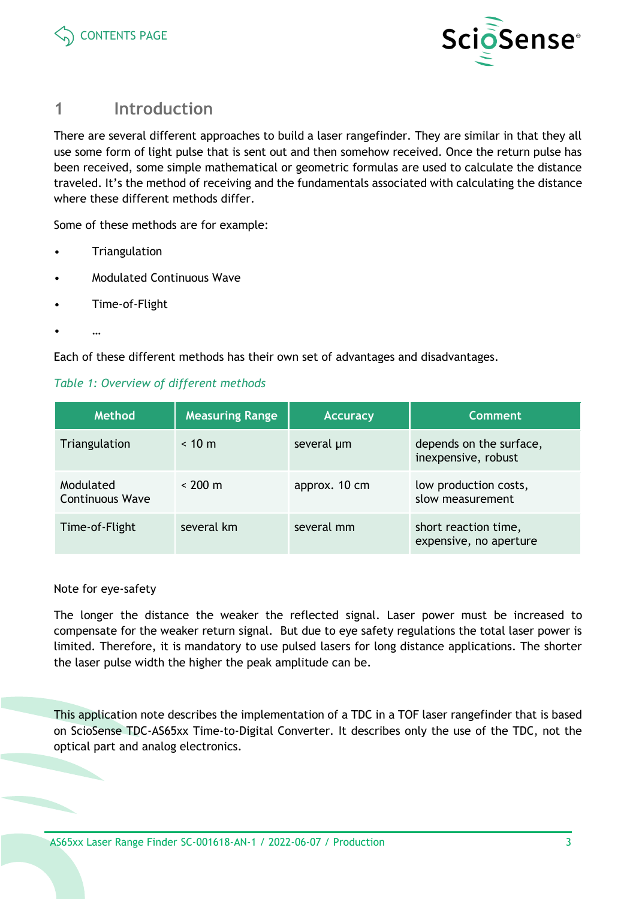# 1 Introduction

There are several different approaches to build a laser rangefinder. They are similar in that they all use some form of light pulse that is sent out and then somehow received. Once the return pulse has been received, some simple mathematical or geometric formulas are used to calculate the distance traveled. It's the method of receiving and the fundamentals associated with calculating the distance where these different methods differ.

Some of these methods are for example:

- Triangulation
- Modulated Continuous Wave
- Time-of-Flight
- …

Each of these different methods has their own set of advantages and disadvantages.

*Table 1: Overview of different methods*

| Method | Measuring Range | Accuracy | Comment |
|---|---|---|---|
| Triangulation | < 10 m | several µm | depends on the surface, inexpensive, robust |
| Modulated Continuous Wave | < 200 m | approx. 10 cm | low production costs, slow measurement |
| Time-of-Flight | several km | several mm | short reaction time, expensive, no aperture |

Note for eye-safety

The longer the distance the weaker the reflected signal. Laser power must be increased to compensate for the weaker return signal. But due to eye safety regulations the total laser power is limited. Therefore, it is mandatory to use pulsed lasers for long distance applications. The shorter the laser pulse width the higher the peak amplitude can be.

This application note describes the implementation of a TDC in a TOF laser rangefinder that is based on ScioSense TDC-AS65xx Time-to-Digital Converter. It describes only the use of the TDC, not the optical part and analog electronics.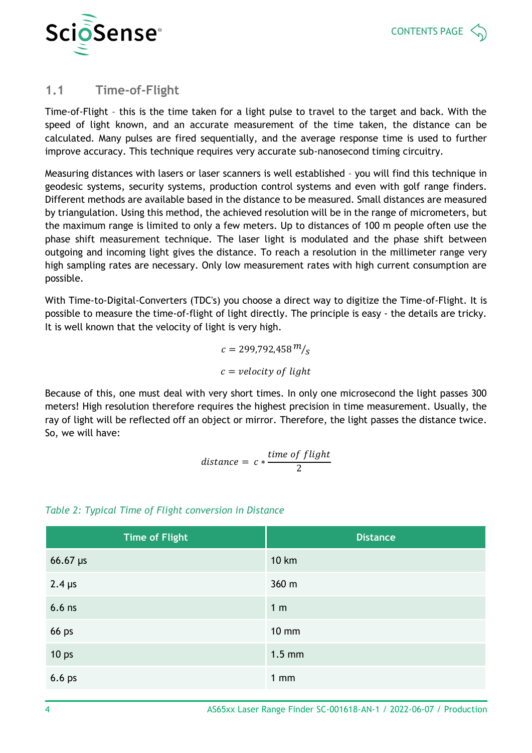## 1.1 Time-of-Flight

Time-of-Flight – this is the time taken for a light pulse to travel to the target and back. With the speed of light known, and an accurate measurement of the time taken, the distance can be calculated. Many pulses are fired sequentially, and the average response time is used to further improve accuracy. This technique requires very accurate sub-nanosecond timing circuitry.

Measuring distances with lasers or laser scanners is well established – you will find this technique in geodesic systems, security systems, production control systems and even with golf range finders. Different methods are available based in the distance to be measured. Small distances are measured by triangulation. Using this method, the achieved resolution will be in the range of micrometers, but the maximum range is limited to only a few meters. Up to distances of 100 m people often use the phase shift measurement technique. The laser light is modulated and the phase shift between outgoing and incoming light gives the distance. To reach a resolution in the millimeter range very high sampling rates are necessary. Only low measurement rates with high current consumption are possible.

With Time-to-Digital-Converters (TDC's) you choose a direct way to digitize the Time-of-Flight. It is possible to measure the time-of-flight of light directly. The principle is easy - the details are tricky. It is well known that the velocity of light is very high.

$$c = 299{,}792{,}458\,{}^{m}/_{s}$$

$$c = velocity\ of\ light$$

Because of this, one must deal with very short times. In only one microsecond the light passes 300 meters! High resolution therefore requires the highest precision in time measurement. Usually, the ray of light will be reflected off an object or mirror. Therefore, the light passes the distance twice. So, we will have:

$$distance = c * \frac{time\ of\ flight}{2}$$

*Table 2: Typical Time of Flight conversion in Distance*

| Time of Flight | Distance |
|---|---|
| 66.67 µs | 10 km |
| 2.4 µs | 360 m |
| 6.6 ns | 1 m |
| 66 ps | 10 mm |
| 10 ps | 1.5 mm |
| 6.6 ps | 1 mm |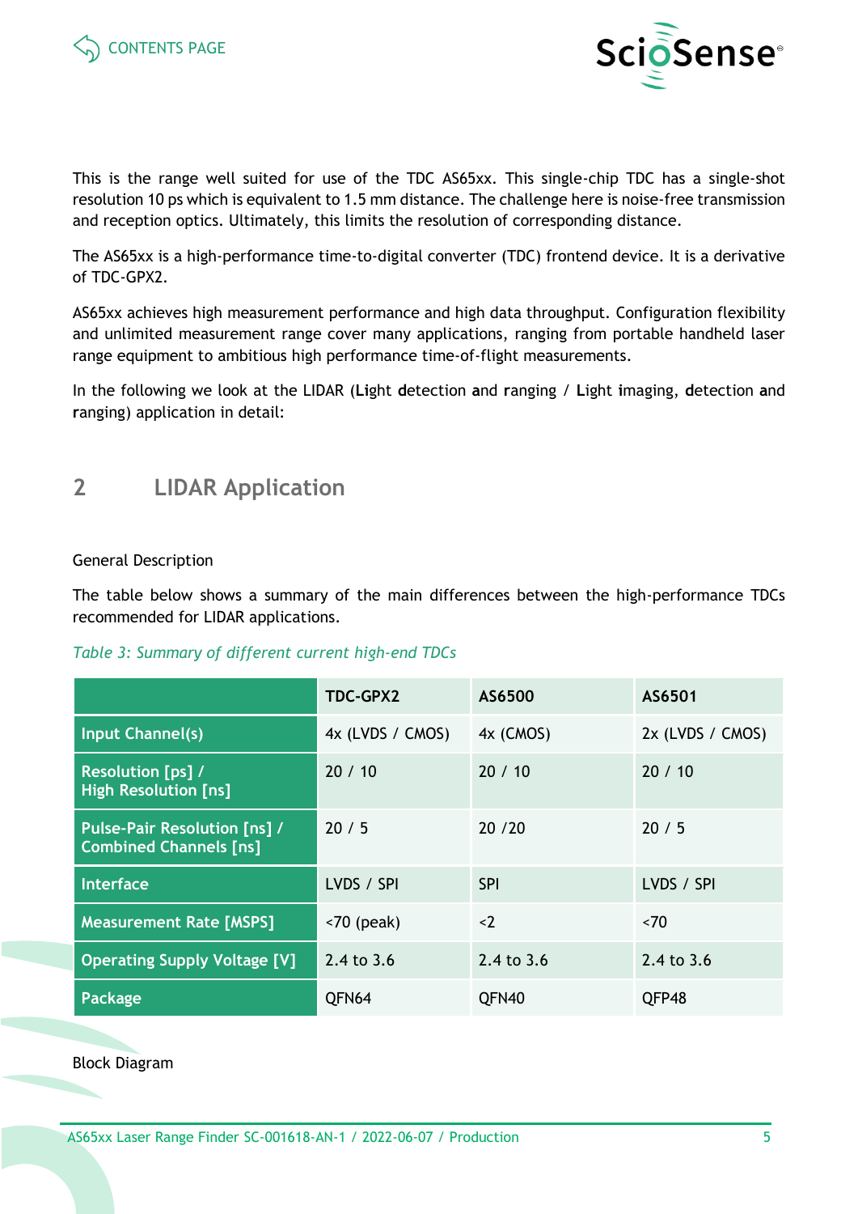This is the range well suited for use of the TDC AS65xx. This single-chip TDC has a single-shot resolution 10 ps which is equivalent to 1.5 mm distance. The challenge here is noise-free transmission and reception optics. Ultimately, this limits the resolution of corresponding distance.

The AS65xx is a high-performance time-to-digital converter (TDC) frontend device. It is a derivative of TDC-GPX2.

AS65xx achieves high measurement performance and high data throughput. Configuration flexibility and unlimited measurement range cover many applications, ranging from portable handheld laser range equipment to ambitious high performance time-of-flight measurements.

In the following we look at the LIDAR (**Li**ght **d**etection **a**nd **r**anging / **L**ight **i**maging, **d**etection **a**nd **r**anging) application in detail:

## 2 LIDAR Application

General Description

The table below shows a summary of the main differences between the high-performance TDCs recommended for LIDAR applications.

*Table 3: Summary of different current high-end TDCs*

| | TDC-GPX2 | AS6500 | AS6501 |
|---|---|---|---|
| Input Channel(s) | 4x (LVDS / CMOS) | 4x (CMOS) | 2x (LVDS / CMOS) |
| Resolution [ps] / High Resolution [ns] | 20 / 10 | 20 / 10 | 20 / 10 |
| Pulse-Pair Resolution [ns] / Combined Channels [ns] | 20 / 5 | 20 /20 | 20 / 5 |
| Interface | LVDS / SPI | SPI | LVDS / SPI |
| Measurement Rate [MSPS] | <70 (peak) | <2 | <70 |
| Operating Supply Voltage [V] | 2.4 to 3.6 | 2.4 to 3.6 | 2.4 to 3.6 |
| Package | QFN64 | QFN40 | QFP48 |

Block Diagram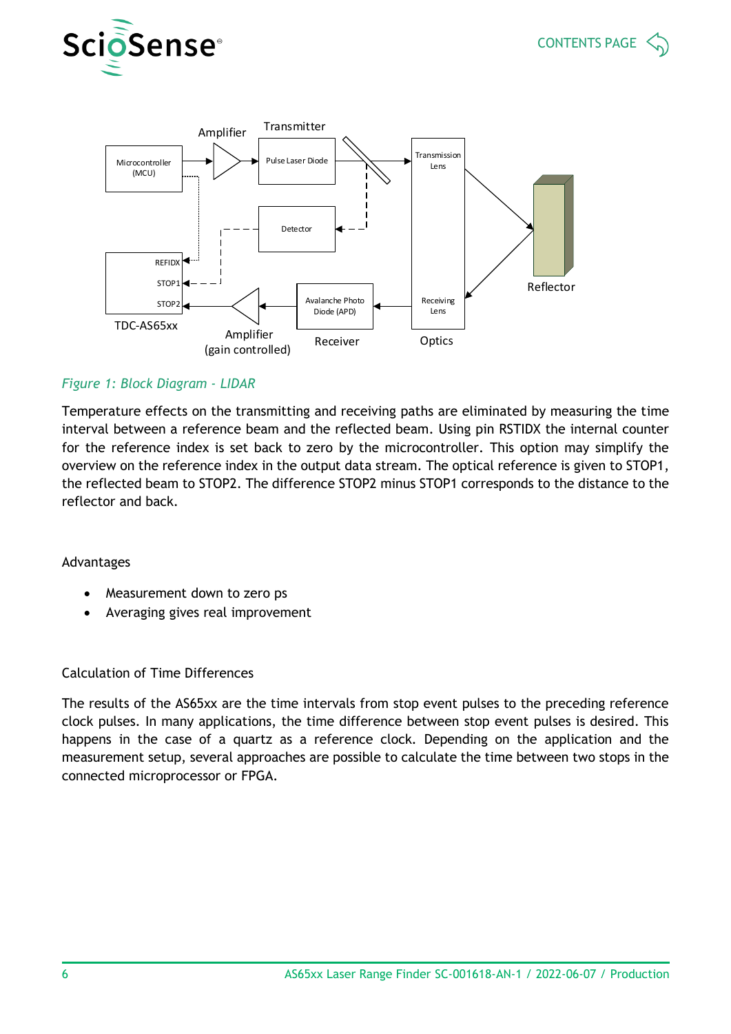*Figure 1: Block Diagram - LIDAR*

Temperature effects on the transmitting and receiving paths are eliminated by measuring the time interval between a reference beam and the reflected beam. Using pin RSTIDX the internal counter for the reference index is set back to zero by the microcontroller. This option may simplify the overview on the reference index in the output data stream. The optical reference is given to STOP1, the reflected beam to STOP2. The difference STOP2 minus STOP1 corresponds to the distance to the reflector and back.

Advantages

- Measurement down to zero ps
- Averaging gives real improvement

Calculation of Time Differences

The results of the AS65xx are the time intervals from stop event pulses to the preceding reference clock pulses. In many applications, the time difference between stop event pulses is desired. This happens in the case of a quartz as a reference clock. Depending on the application and the measurement setup, several approaches are possible to calculate the time between two stops in the connected microprocessor or FPGA.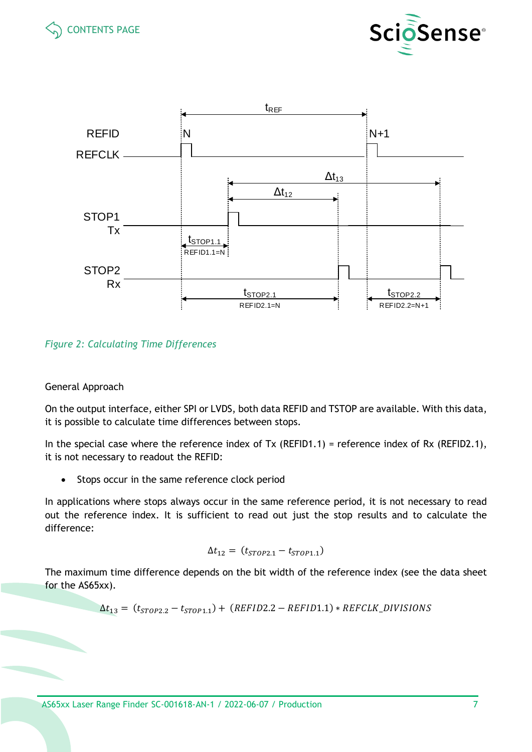*Figure 2: Calculating Time Differences*

General Approach

On the output interface, either SPI or LVDS, both data REFID and TSTOP are available. With this data, it is possible to calculate time differences between stops.

In the special case where the reference index of Tx (REFID1.1) = reference index of Rx (REFID2.1), it is not necessary to readout the REFID:

- Stops occur in the same reference clock period

In applications where stops always occur in the same reference period, it is not necessary to read out the reference index. It is sufficient to read out just the stop results and to calculate the difference:

$$\Delta t_{12} = (t_{STOP2.1} - t_{STOP1.1})$$

The maximum time difference depends on the bit width of the reference index (see the data sheet for the AS65xx).

$$\Delta t_{13} = (t_{STOP2.2} - t_{STOP1.1}) + (REFID2.2 - REFID1.1) * REFCLK\_DIVISIONS$$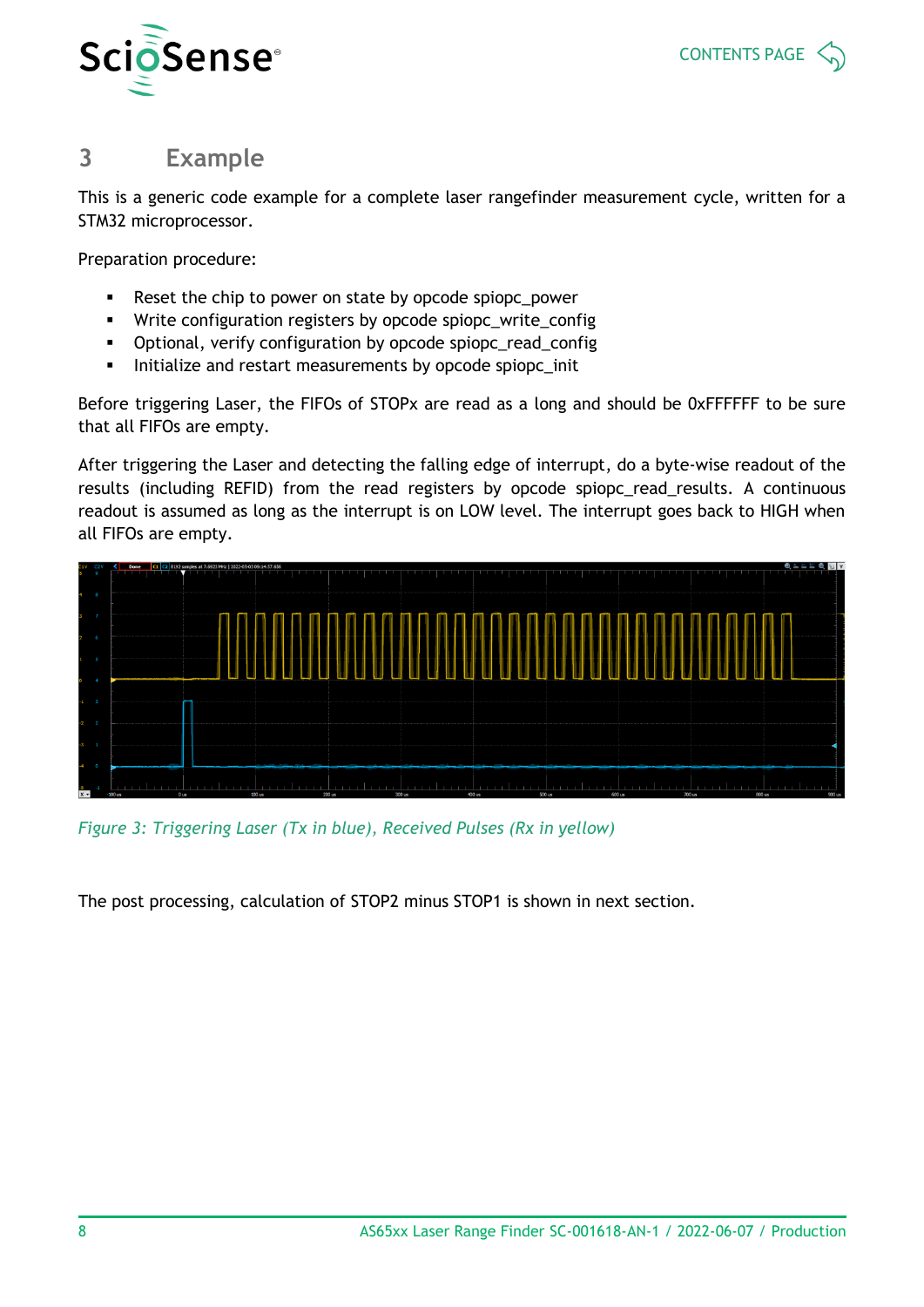# 3 Example

This is a generic code example for a complete laser rangefinder measurement cycle, written for a STM32 microprocessor.

Preparation procedure:

- Reset the chip to power on state by opcode spiopc_power
- Write configuration registers by opcode spiopc_write_config
- Optional, verify configuration by opcode spiopc_read_config
- Initialize and restart measurements by opcode spiopc_init

Before triggering Laser, the FIFOs of STOPx are read as a long and should be 0xFFFFFF to be sure that all FIFOs are empty.

After triggering the Laser and detecting the falling edge of interrupt, do a byte-wise readout of the results (including REFID) from the read registers by opcode spiopc_read_results. A continuous readout is assumed as long as the interrupt is on LOW level. The interrupt goes back to HIGH when all FIFOs are empty.

*Figure 3: Triggering Laser (Tx in blue), Received Pulses (Rx in yellow)*

The post processing, calculation of STOP2 minus STOP1 is shown in next section.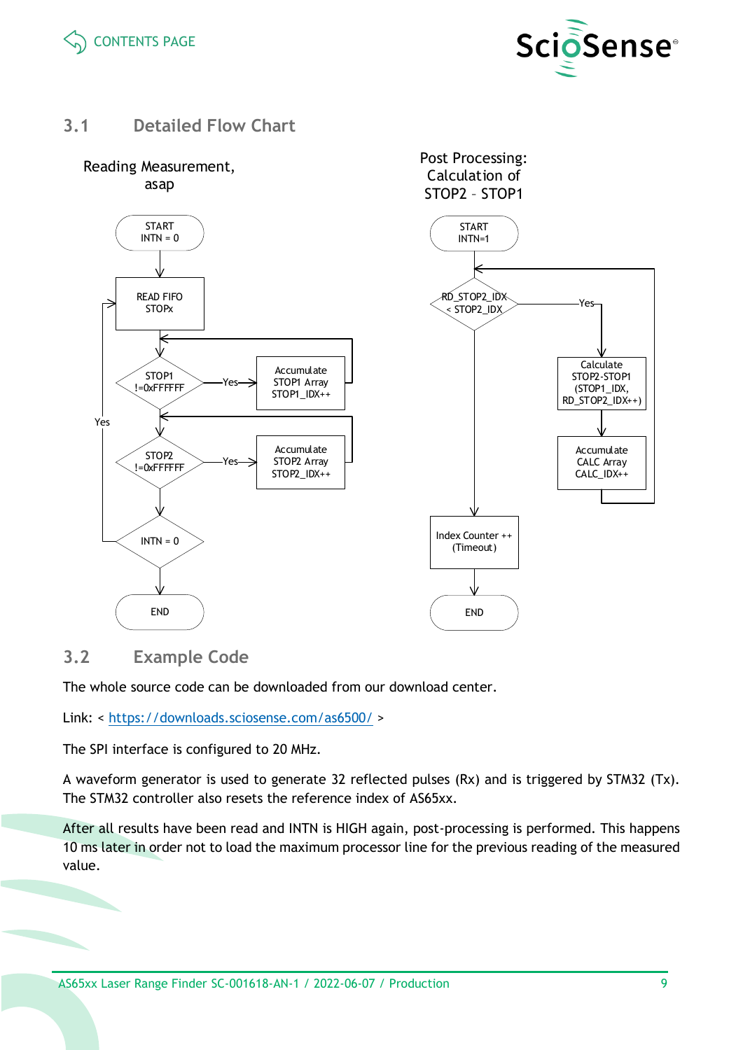## 3.1 Detailed Flow Chart

Reading Measurement, asap

START INTN = 0 → READ FIFO STOPx → STOP1 != 0xFFFFFF —Yes→ Accumulate STOP1 Array STOP1_IDX++ → STOP2 != 0xFFFFFF —Yes→ Accumulate STOP2 Array STOP2_IDX++ → INTN = 0 (Yes → READ FIFO STOPx) → END

Post Processing: Calculation of STOP2 – STOP1

START INTN=1 → RD_STOP2_IDX < STOP2_IDX —Yes→ Calculate STOP2-STOP1 (STOP1_IDX, RD_STOP2_IDX++) → Accumulate CALC Array CALC_IDX++ → (back to RD_STOP2_IDX < STOP2_IDX); otherwise → Index Counter ++ (Timeout) → END

## 3.2 Example Code

The whole source code can be downloaded from our download center.

Link: < https://downloads.sciosense.com/as6500/ >

The SPI interface is configured to 20 MHz.

A waveform generator is used to generate 32 reflected pulses (Rx) and is triggered by STM32 (Tx). The STM32 controller also resets the reference index of AS65xx.

After all results have been read and INTN is HIGH again, post-processing is performed. This happens 10 ms later in order not to load the maximum processor line for the previous reading of the measured value.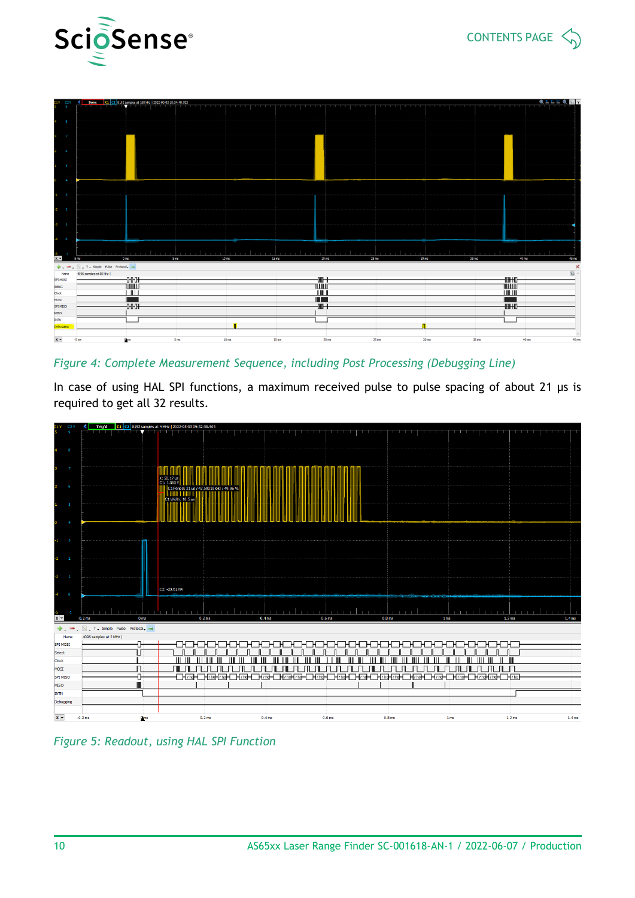*Figure 4: Complete Measurement Sequence, including Post Processing (Debugging Line)*

In case of using HAL SPI functions, a maximum received pulse to pulse spacing of about 21 µs is required to get all 32 results.

*Figure 5: Readout, using HAL SPI Function*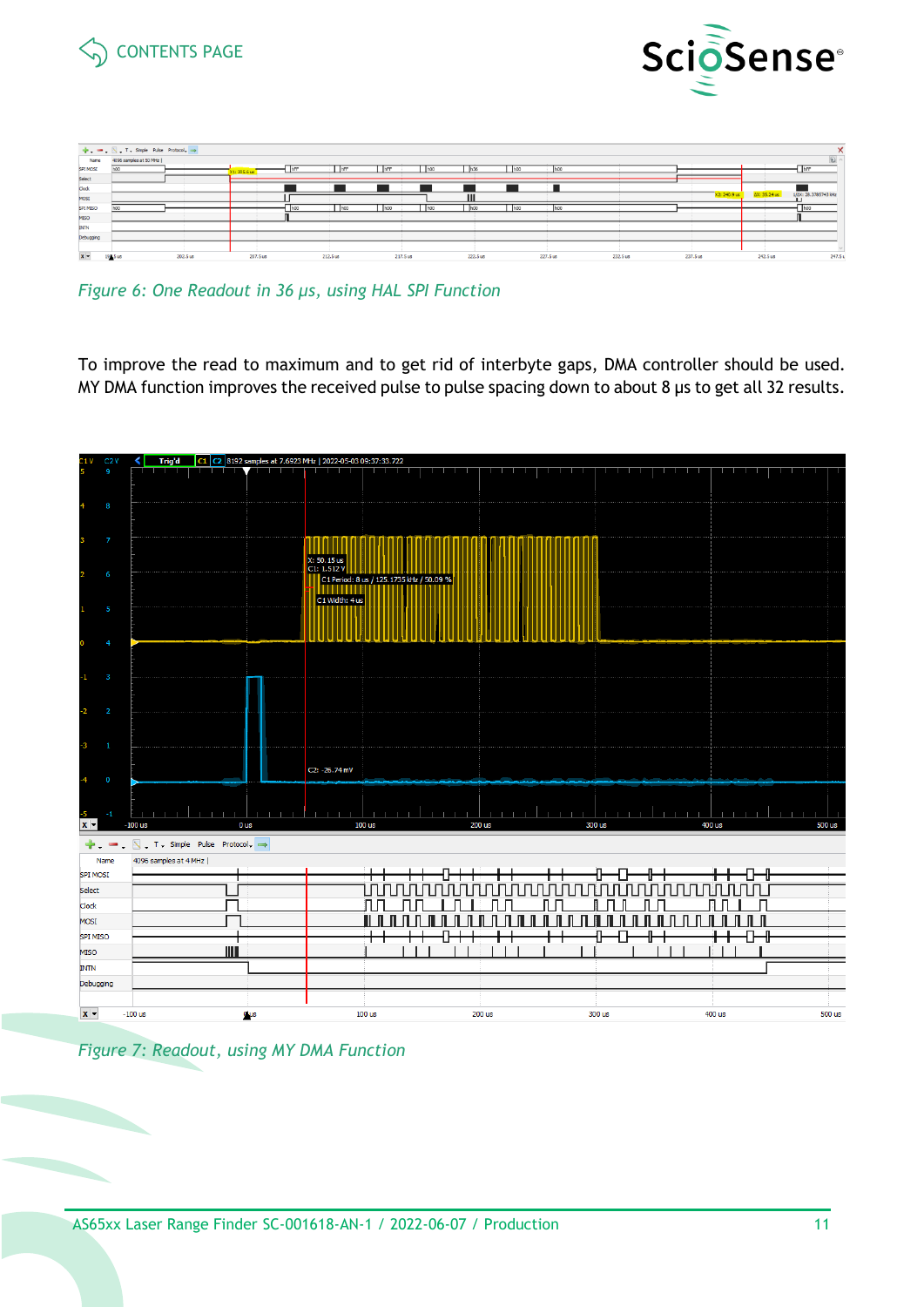Figure 6: One Readout in 36 µs, using HAL SPI Function

To improve the read to maximum and to get rid of interbyte gaps, DMA controller should be used. MY DMA function improves the received pulse to pulse spacing down to about 8 µs to get all 32 results.

Figure 7: Readout, using MY DMA Function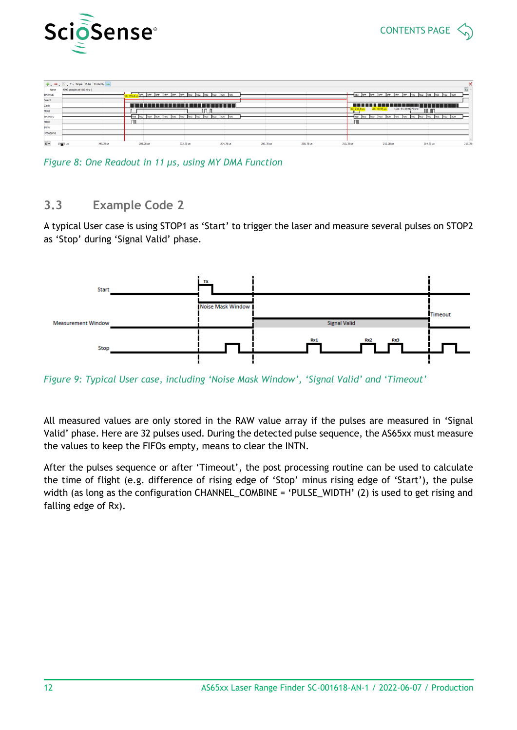Figure 8: One Readout in 11 µs, using MY DMA Function

## 3.3 Example Code 2

A typical User case is using STOP1 as 'Start' to trigger the laser and measure several pulses on STOP2 as 'Stop' during 'Signal Valid' phase.

Figure 9: Typical User case, including 'Noise Mask Window', 'Signal Valid' and 'Timeout'

All measured values are only stored in the RAW value array if the pulses are measured in 'Signal Valid' phase. Here are 32 pulses used. During the detected pulse sequence, the AS65xx must measure the values to keep the FIFOs empty, means to clear the INTN.

After the pulses sequence or after 'Timeout', the post processing routine can be used to calculate the time of flight (e.g. difference of rising edge of 'Stop' minus rising edge of 'Start'), the pulse width (as long as the configuration CHANNEL_COMBINE = 'PULSE_WIDTH' (2) is used to get rising and falling edge of Rx).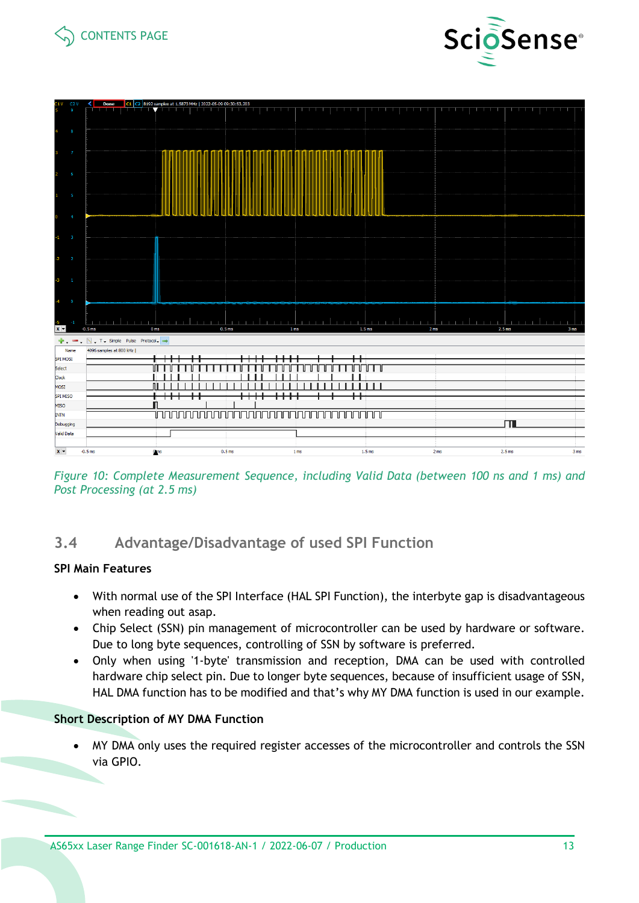Figure 10: Complete Measurement Sequence, including Valid Data (between 100 ns and 1 ms) and Post Processing (at 2.5 ms)

## 3.4 Advantage/Disadvantage of used SPI Function

**SPI Main Features**

- With normal use of the SPI Interface (HAL SPI Function), the interbyte gap is disadvantageous when reading out asap.
- Chip Select (SSN) pin management of microcontroller can be used by hardware or software. Due to long byte sequences, controlling of SSN by software is preferred.
- Only when using '1-byte' transmission and reception, DMA can be used with controlled hardware chip select pin. Due to longer byte sequences, because of insufficient usage of SSN, HAL DMA function has to be modified and that's why MY DMA function is used in our example.

**Short Description of MY DMA Function**

- MY DMA only uses the required register accesses of the microcontroller and controls the SSN via GPIO.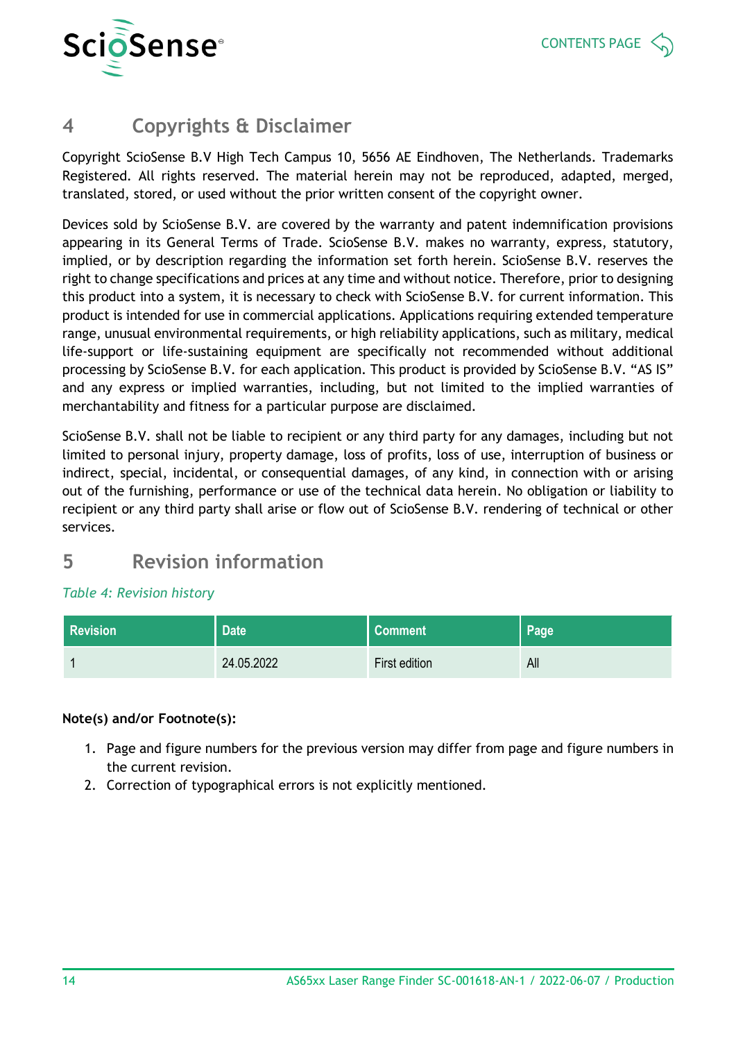# 4 Copyrights & Disclaimer

Copyright ScioSense B.V High Tech Campus 10, 5656 AE Eindhoven, The Netherlands. Trademarks Registered. All rights reserved. The material herein may not be reproduced, adapted, merged, translated, stored, or used without the prior written consent of the copyright owner.

Devices sold by ScioSense B.V. are covered by the warranty and patent indemnification provisions appearing in its General Terms of Trade. ScioSense B.V. makes no warranty, express, statutory, implied, or by description regarding the information set forth herein. ScioSense B.V. reserves the right to change specifications and prices at any time and without notice. Therefore, prior to designing this product into a system, it is necessary to check with ScioSense B.V. for current information. This product is intended for use in commercial applications. Applications requiring extended temperature range, unusual environmental requirements, or high reliability applications, such as military, medical life-support or life-sustaining equipment are specifically not recommended without additional processing by ScioSense B.V. for each application. This product is provided by ScioSense B.V. "AS IS" and any express or implied warranties, including, but not limited to the implied warranties of merchantability and fitness for a particular purpose are disclaimed.

ScioSense B.V. shall not be liable to recipient or any third party for any damages, including but not limited to personal injury, property damage, loss of profits, loss of use, interruption of business or indirect, special, incidental, or consequential damages, of any kind, in connection with or arising out of the furnishing, performance or use of the technical data herein. No obligation or liability to recipient or any third party shall arise or flow out of ScioSense B.V. rendering of technical or other services.

# 5 Revision information

*Table 4: Revision history*

| Revision | Date | Comment | Page |
|---|---|---|---|
| 1 | 24.05.2022 | First edition | All |

**Note(s) and/or Footnote(s):**

1. Page and figure numbers for the previous version may differ from page and figure numbers in the current revision.
2. Correction of typographical errors is not explicitly mentioned.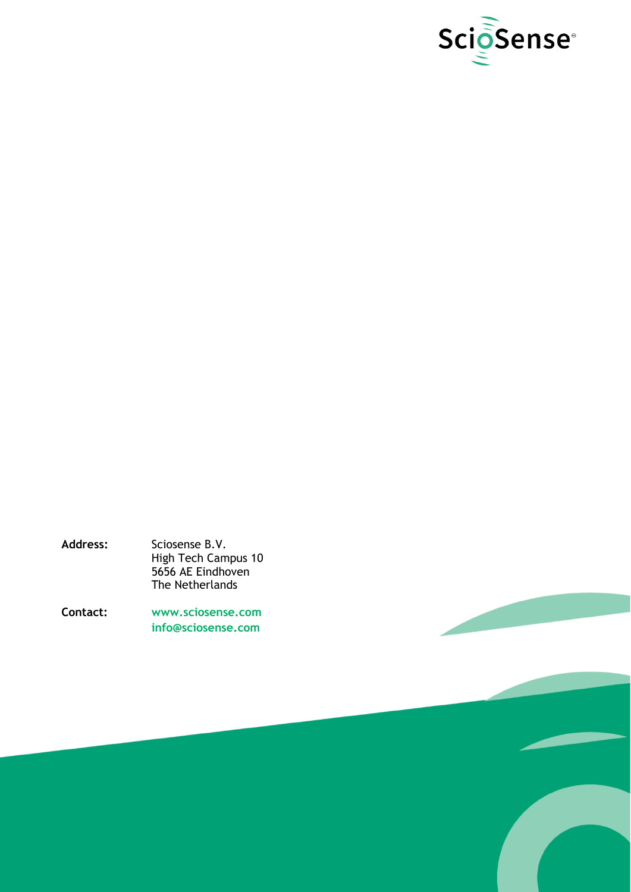**Address:** Sciosense B.V.
High Tech Campus 10
5656 AE Eindhoven
The Netherlands

**Contact:** **www.sciosense.com**
**info@sciosense.com**